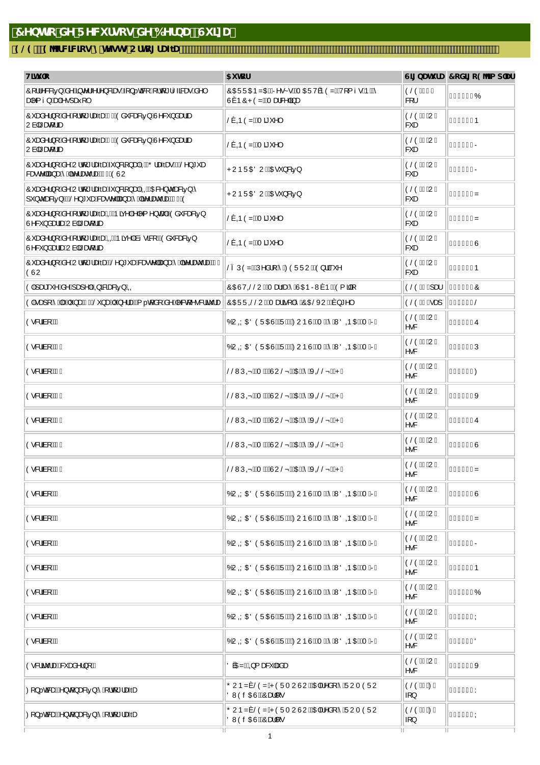# Centro de Recursos de Berna Suiza

## ELE Ejercicios y tests Ortografía

| Título | Autor | Signatura | Código Ejemplar |
|---|---|---|---|
| Corrección de interferencias fonético ortográficas del alemán al español | CARRANZA, Jesús M. MARTÍNEZ, Tomás N. y SÁNCHEZ, Marcelina | ELE cor | B |
| Cuaderno de ortografía Educación Secundaria Obligatoria | LÁINEZ, Miguel | ELE O cua | N |
| Cuaderno de ortografía Educación Secundaria Obligatoria | LÁINEZ, Miguel | ELE O cua | J |
| Cuaderno de Ortografía funcional Grafías Lengua castellana y literatura ESO | HORNADO, Asunción | ELE O cua | J |
| Cuaderno de Ortografía funcional II Acentuación y puntuación Lengua castellana y literatura E | HORNADO, Asunción | ELE O cua | Z |
| Cuaderno de ortografía I Nivel elemental Educación Secundaria Obligatoria | LÁINEZ, Miguel | ELE O cua | Z |
| Cuaderno de ortografía II Nivel básico Educación Secundaria Obligatoria | LÁINEZ, Miguel | ELE O cua | S |
| Cuaderno de Ortografía Lengua castellana y literatura ESO | LÓPEZ, Pedro y FERRO, Enrique | ELE O cua | N |
| El parque de papel Iniciación II | CASTILLO, María y SANJUÁN, Emilio | ELE par | C |
| El sapo y la luna Luna lunera método de lectoescritura | CARRILLO, Marisol y CALVO, Ángel | ELE sap | L |
| Escribo | BOIXADERAS, R. FONS, M. y UDINA, M. J. | ELE O esc | Q |
| Escribo | BOIXADERAS, R. FONS, M. y UDINA, M. J. | ELE O esc | P |
| Escribo | LLUPIÀ, M. SOLÀ, A. y VILLÀ, H. | ELE O esc | F |
| Escribo | LLUPIÀ, M. SOLÀ, A. y VILLÀ, H. | ELE O esc | V |
| Escribo | LLUPIÀ, M. SOLÀ, A. y VILLÀ, H. | ELE O esc | Q |
| Escribo | LLUPIÀ, M. SOLÀ, A. y VILLÀ, H. | ELE O esc | S |
| Escribo | LLUPIÀ, M. SOLÀ, A. y VILLÀ, H. | ELE O esc | Z |
| Escribo | BOIXADERAS, R. FONS, M. y UDINA, M. J. | ELE O esc | S |
| Escribo | BOIXADERAS, R. FONS, M. y UDINA, M. J. | ELE O esc | Z |
| Escribo | BOIXADERAS, R. FONS, M. y UDINA, M. J. | ELE O esc | J |
| Escribo | BOIXADERAS, R. FONS, M. y UDINA, M. J. | ELE O esc | N |
| Escribo | BOIXADERAS, R. FONS, M. y UDINA, M. J. | ELE O esc | B |
| Escribo | BOIXADERAS, R. FONS, M. y UDINA, M. J. | ELE O esc | X |
| Escribo | BOIXADERAS, R. FONS, M. y UDINA, M. J. | ELE O esc | D |
| Escritura cuaderno | DÍAZ, Inmaculada | ELE O esc | V |
| Fonética entonación y ortografía | GONZÁLEZ HERMOSO, Alfredo y ROMERO DUEÑAS, Carlos | ELE F fon | W |
| Fonética entonación y ortografía | GONZÁLEZ HERMOSO, Alfredo y ROMERO DUEÑAS, Carlos | ELE F fon | X |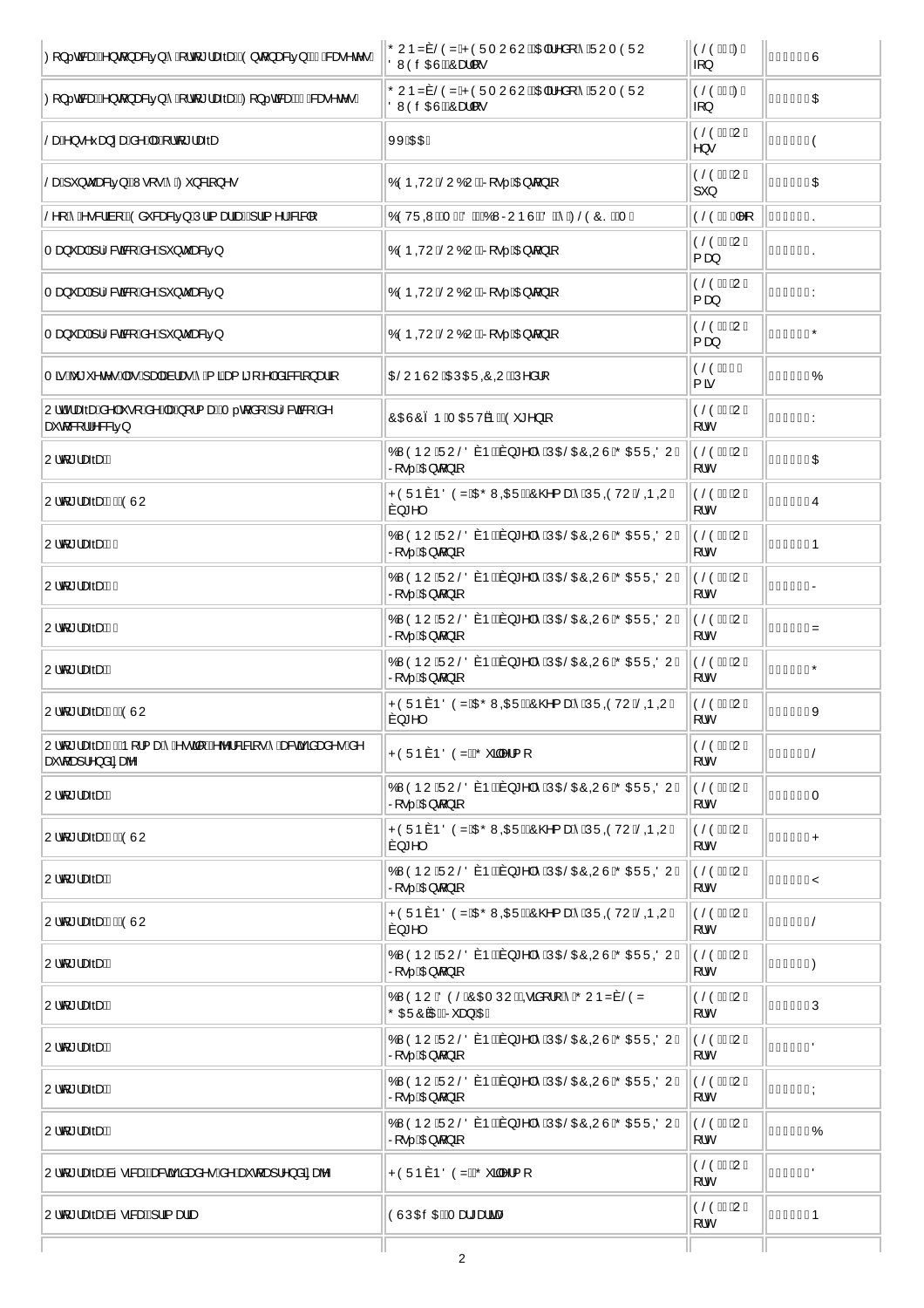| | | | |
|---|---|---|---|
| Fonética, entonación y ortografía - Entonación cassettes | GONZÁLEZ HERMOSO, Alfredo y ROMERO DUEÑAS, Carlos | ELE F fon | S |
| Fonética, entonación y ortografía - Fonética cassettes | GONZÁLEZ HERMOSO, Alfredo y ROMERO DUEÑAS, Carlos | ELE F fon | A |
| La enseñanza de la ortografía | VV. AA. | ELE O ens | E |
| La puntuación. Usos y funciones | BENITO LOBO, José Antonio | ELE O pun | A |
| Leo y escribo. Educación Primaria (primer ciclo) | BETRIU, M. D. y BUJONS, D. y FLECK, M. | ELE leo | K |
| Manual práctico de puntuación | BENITO LOBO, José Antonio | ELE O man | K |
| Manual práctico de puntuación | BENITO LOBO, José Antonio | ELE O man | W |
| Manual práctico de puntuación | BENITO LOBO, José Antonio | ELE O man | G |
| Mis juguetes: las palabras y mi amigo el diccionario | ALONSO APARICIO, Pedro | ELE mis | B |
| Ortografía de uso de la norma. Método práctico de autocorrección | CASCÓN MARTÍN, Eugenio | ELE O ort | W |
| Ortografía 1 | BUENO ROLDÁN, Ángel y PALACIOS GARRIDO, José Antonio | ELE O ort | A |
| Ortografía ESO | HERNÁNDEZ AGUIAR, Chema y PRIETO LINIO, Ángel | ELE O ort | Q |
| Ortografía | BUENO ROLDÁN, Ángel y PALACIOS GARRIDO, José Antonio | ELE O ort | N |
| Ortografía | BUENO ROLDÁN, Ángel y PALACIOS GARRIDO, José Antonio | ELE O ort | J |
| Ortografía | BUENO ROLDÁN, Ángel y PALACIOS GARRIDO, José Antonio | ELE O ort | Z |
| Ortografía | BUENO ROLDÁN, Ángel y PALACIOS GARRIDO, José Antonio | ELE O ort | G |
| Ortografía ESO | HERNÁNDEZ AGUIAR, Chema y PRIETO LINIO, Ángel | ELE O ort | V |
| Ortografía. Norma y ejercicios y actividades de autoaprendizaje | HERNÁNDEZ, Guillermo | ELE O ort | L |
| Ortografía | BUENO ROLDÁN, Ángel y PALACIOS GARRIDO, José Antonio | ELE O ort | M |
| Ortografía ESO | HERNÁNDEZ AGUIAR, Chema y PRIETO LINIO, Ángel | ELE O ort | H |
| Ortografía | BUENO ROLDÁN, Ángel y PALACIOS GARRIDO, José Antonio | ELE O ort | Y |
| Ortografía ESO | HERNÁNDEZ AGUIAR, Chema y PRIETO LINIO, Ángel | ELE O ort | L |
| Ortografía | BUENO ROLDÁN, Ángel y PALACIOS GARRIDO, José Antonio | ELE O ort | F |
| Ortografía | BUENO DEL CAMPO, Isidoro y GONZÁLEZ GARCÍA, Juan A. | ELE O ort | P |
| Ortografía | BUENO ROLDÁN, Ángel y PALACIOS GARRIDO, José Antonio | ELE O ort | D |
| Ortografía | BUENO ROLDÁN, Ángel y PALACIOS GARRIDO, José Antonio | ELE O ort | X |
| Ortografía | BUENO ROLDÁN, Ángel y PALACIOS GARRIDO, José Antonio | ELE O ort | B |
| Ortografía básica. Actividades de autoaprendizaje | HERNÁNDEZ, Guillermo | ELE O ort | D |
| Ortografía básica primaria | ESPAÑA, Margarita | ELE O ort | N |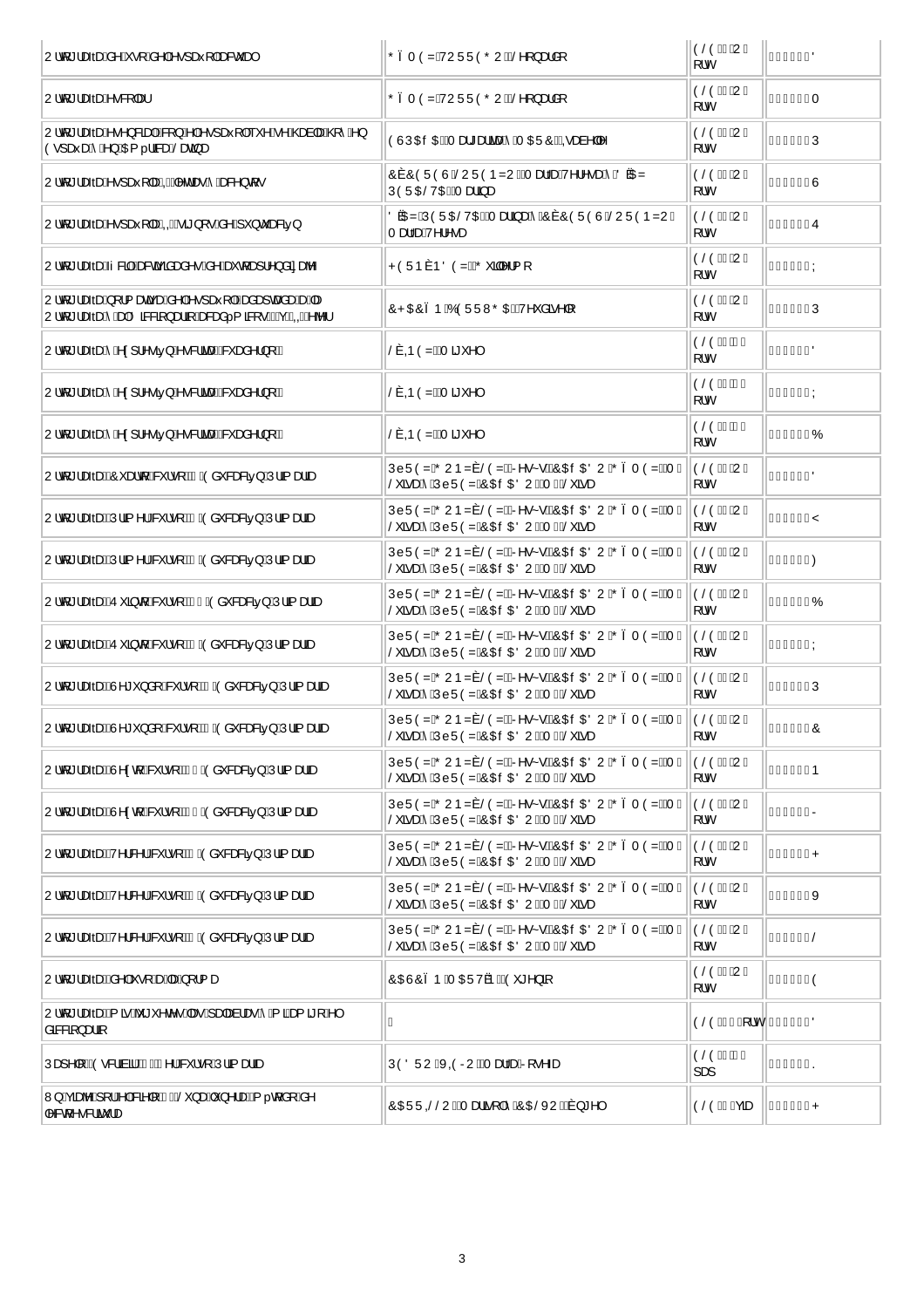| | | | |
|---|---|---|---|
| 2 UWRJUDtD GH XVR GH OHV SDx RO DFWXDO | * Ï 0 ( = 7255 ( * 2 / HRQDUGR | ( / ( 2 RUW | ' |
| 2 UWRJUDtD HVFRODU | * Ï 0 ( = 7255 ( * 2 / HRQDUGR | ( / ( 2 RUW | 0 |
| 2 UWRJUDtD HVHQFLDO FRQ HO HVSDx RO TXH VH KDEOD KR\ HQ (VSDx D \ HQ $P pULFD / DWLQD | (63$f $ 0 DUJDULWD 0 $5 & ,VDEHOOH | ( / ( 2 RUW | 3 |
| 2 UWRJUDtD HVSDx ROD , , HMHUFLFLRV \ DFHQWRV | &È& ( 5 ( 6 / 2 5 ( 1 = 2 0 DUtD 7 HUHVD \ ' $ = 3 ( 5 $ / 7 $ 0 DUtD | ( / ( 2 RUW | 6 |
| 2 UWRJUDtD HVSDx ROD , , VLJQRV GH SXQWXDFLyQ | ' $ = 3 ( 5 $ / 7 $ 0 DUtD \ &È& ( 5 ( 6 / 2 5 ( 1 = 2 0 DUtD 7 HUHVD | ( / ( 2 RUW | 4 |
| 2 UWRJUDtD i FLO DFWLYLGDGHV GH DXWRDSUHQGL]DMH | + ( 5 1 È 1 ' ( = * XLOOHUPR | ( / ( 2 RUW | ; |
| 2 UWRJUDtD QRUPDWLYD GH OHV SDx RO DGDSWDGD D OD 2 UWRJUDtD \ DO ' LFFLRQDULR DFDGpPLFRV , , HWF | &+ $ & Ï 1 %( 5 5 8 * $ 7 HUHVD | ( / ( 2 RUW | 3 |
| 2 UWRJUDtD \ H[ SUHVLyQ HVFULWD FXDGHUQR | / È , 1 ( = 0 LJXHO | ( / ( RUW | ' |
| 2 UWRJUDtD \ H[ SUHVLyQ HVFULWD FXDGHUQR | / È , 1 ( = 0 LJXHO | ( / ( RUW | ; |
| 2 UWRJUDtD \ H[ SUHVLyQ HVFULWD FXDGHUQR | / È , 1 ( = 0 LJXHO | ( / ( RUW | % |
| 2 UWRJUDtD & XDUWR FXUVR ( GXFDFLyQ 3 ULPDULD | 3e5 ( = * 2 1 = È / ( = -HV~V & $ ' 2 * Ï 0 ( = 0 / XLVD \ 3e5 ( = & $ ' 2 0 / XLVD | ( / ( 2 RUW | ' |
| 2 UWRJUDtD 3 ULP HU FXUVR ( GXFDFLyQ 3 ULPDULD | 3e5 ( = * 2 1 = È / ( = -HV~V & $ ' 2 * Ï 0 ( = 0 / XLVD \ 3e5 ( = & $ ' 2 0 / XLVD | ( / ( 2 RUW | < |
| 2 UWRJUDtD 3 ULP HU FXUVR ( GXFDFLyQ 3 ULPDULD | 3e5 ( = * 2 1 = È / ( = -HV~V & $ ' 2 * Ï 0 ( = 0 / XLVD \ 3e5 ( = & $ ' 2 0 / XLVD | ( / ( 2 RUW | ) |
| 2 UWRJUDtD 4 XLQWR FXUVR ( GXFDFLyQ 3 ULPDULD | 3e5 ( = * 2 1 = È / ( = -HV~V & $ ' 2 * Ï 0 ( = 0 / XLVD \ 3e5 ( = & $ ' 2 0 / XLVD | ( / ( 2 RUW | % |
| 2 UWRJUDtD 4 XLQWR FXUVR ( GXFDFLyQ 3 ULPDULD | 3e5 ( = * 2 1 = È / ( = -HV~V & $ ' 2 * Ï 0 ( = 0 / XLVD \ 3e5 ( = & $ ' 2 0 / XLVD | ( / ( 2 RUW | ; |
| 2 UWRJUDtD 6 HJXQGR FXUVR ( GXFDFLyQ 3 ULPDULD | 3e5 ( = * 2 1 = È / ( = -HV~V & $ ' 2 * Ï 0 ( = 0 / XLVD \ 3e5 ( = & $ ' 2 0 / XLVD | ( / ( 2 RUW | 3 |
| 2 UWRJUDtD 6 HJXQGR FXUVR ( GXFDFLyQ 3 ULPDULD | 3e5 ( = * 2 1 = È / ( = -HV~V & $ ' 2 * Ï 0 ( = 0 / XLVD \ 3e5 ( = & $ ' 2 0 / XLVD | ( / ( 2 RUW | & |
| 2 UWRJUDtD 6 H[ WR FXUVR ( GXFDFLyQ 3 ULPDULD | 3e5 ( = * 2 1 = È / ( = -HV~V & $ ' 2 * Ï 0 ( = 0 / XLVD \ 3e5 ( = & $ ' 2 0 / XLVD | ( / ( 2 RUW | 1 |
| 2 UWRJUDtD 6 H[ WR FXUVR ( GXFDFLyQ 3 ULPDULD | 3e5 ( = * 2 1 = È / ( = -HV~V & $ ' 2 * Ï 0 ( = 0 / XLVD \ 3e5 ( = & $ ' 2 0 / XLVD | ( / ( 2 RUW | - |
| 2 UWRJUDtD 7 HUFHU FXUVR ( GXFDFLyQ 3 ULPDULD | 3e5 ( = * 2 1 = È / ( = -HV~V & $ ' 2 * Ï 0 ( = 0 / XLVD \ 3e5 ( = & $ ' 2 0 / XLVD | ( / ( 2 RUW | + |
| 2 UWRJUDtD 7 HUFHU FXUVR ( GXFDFLyQ 3 ULPDULD | 3e5 ( = * 2 1 = È / ( = -HV~V & $ ' 2 * Ï 0 ( = 0 / XLVD \ 3e5 ( = & $ ' 2 0 / XLVD | ( / ( 2 RUW | 9 |
| 2 UWRJUDtD 7 HUFHU FXUVR ( GXFDFLyQ 3 ULPDULD | 3e5 ( = * 2 1 = È / ( = -HV~V & $ ' 2 * Ï 0 ( = 0 / XLVD \ 3e5 ( = & $ ' 2 0 / XLVD | ( / ( 2 RUW | / |
| 2 UWRJUDtD GH OD OHQJXD HVSDx ROD | &$6 & Ï 1 0 $5 7Ë 1 ( XJHQLR | ( / ( 2 RUW | ( |
| 2 UWRJUDtD P LV GXGDV P DV SDODEUDV P L DP LJR HO GLFFLRQDULR | | ( / ( RUW | ' |
| 3 DSHOHV ( VFULELU HUFHU FXUVR 3 ULPDULD | 3( ' 5 2 9 ,( -2 0 DUtD -RVHID | ( / ( SDS | . |
| 8 Q YLDMH SRU HO FLHOR / XQD OXQHUD P pWRGR GH OHFWRHVFULWXUD | &$55 , / / 2 0 DULVRO \ &$/ 92 È QJHO | ( / ( YLD | + |